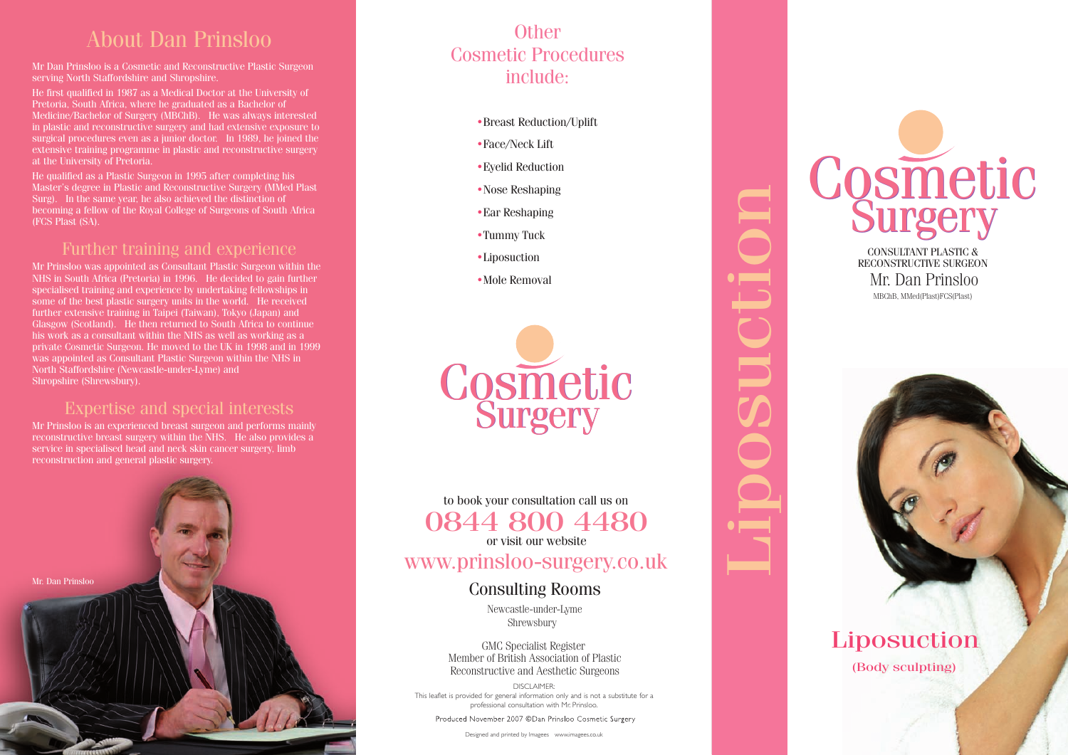## About Dan Prinsloo

Mr Dan Prinsloo is a Cosmetic and Reconstructive Plastic Surgeon serving North Staffordshire and Shropshire.

He first qualified in 1987 as a Medical Doctor at the University of Pretoria, South Africa, where he graduated as a Bachelor of Medicine/Bachelor of Surgery (MBChB). He was always interested in plastic and reconstructive surgery and had extensive exposure to surgical procedures even as a junior doctor. In 1989, he joined the extensive training programme in plastic and reconstructive surgery at the University of Pretoria.

He qualified as a Plastic Surgeon in 1995 after completing his Master's degree in Plastic and Reconstructive Surgery (MMed Plast Surg). In the same year, he also achieved the distinction of becoming a fellow of the Royal College of Surgeons of South Africa (FCS Plast (SA).

### Further training and experience

Mr Prinsloo was appointed as Consultant Plastic Surgeon within the NHS in South Africa (Pretoria) in 1996. He decided to gain further specialised training and experience by undertaking fellowships in some of the best plastic surgery units in the world. He received further extensive training in Taipei (Taiwan), Tokyo (Japan) and Glasgow (Scotland). He then returned to South Africa to continue his work as a consultant within the NHS as well as working as a private Cosmetic Surgeon. He moved to the UK in 1998 and in 1999 was appointed as Consultant Plastic Surgeon within the NHS in North Staffordshire (Newcastle-under-Lyme) and Shropshire (Shrewsbury).

### Expertise and special interests

Mr Prinsloo is an experienced breast surgeon and performs mainly reconstructive breast surgery within the NHS. He also provides a service in specialised head and neck skin cancer surgery, limb reconstruction and general plastic surgery.

Mr. Dan Prinsloo

## Other Cosmetic Procedures include:

- Breast Reduction/Uplift
- Face/Neck Lift
- Eyelid Reduction
- Nose Reshaping
- Ear Reshaping
- Tummy Tuck
- Liposuction
- Mole Removal

Cosmetic Surgery

to book your consultation call us on

**0844 800 4480**

or visit our website

www.prinsloo-surgery.co.uk

### Consulting Rooms

Newcastle-under-Lyme
Shrewsbury

GMC Specialist Register
Member of British Association of Plastic Reconstructive and Aesthetic Surgeons

DISCLAIMER:
This leaflet is provided for general information only and is not a substitute for a professional consultation with Mr. Prinsloo.

Produced November 2007 ©Dan Prinsloo Cosmetic Surgery

Designed and printed by Imagees www.imagees.co.uk

Liposuction

# Cosmetic Surgery

CONSULTANT PLASTIC & RECONSTRUCTIVE SURGEON

Mr. Dan Prinsloo

MBChB, MMed(Plast)FCS(Plast)

## Liposuction

(Body sculpting)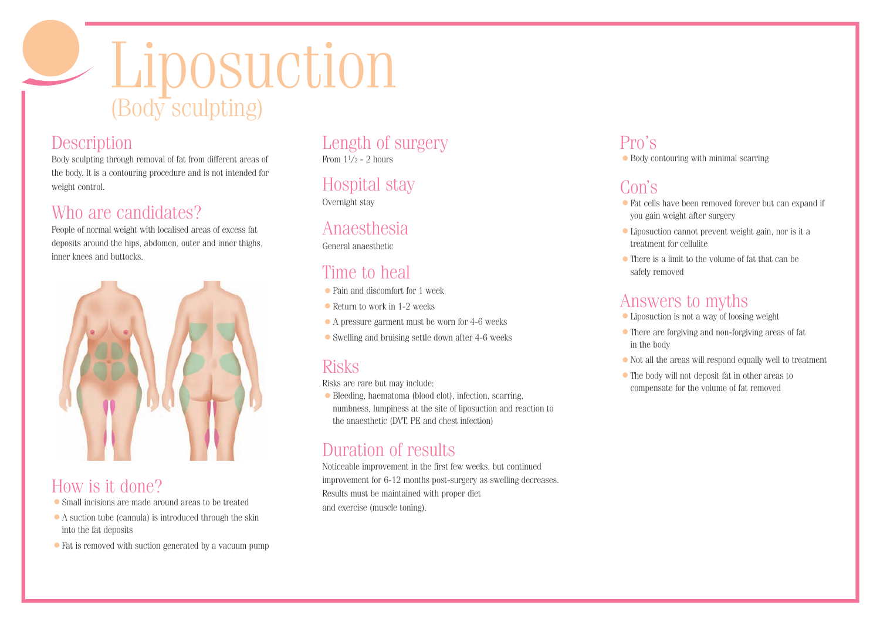# Liposuction

## (Body sculpting)

## Description

Body sculpting through removal of fat from different areas of the body. It is a contouring procedure and is not intended for weight control.

## Who are candidates?

People of normal weight with localised areas of excess fat deposits around the hips, abdomen, outer and inner thighs, inner knees and buttocks.

## How is it done?

- Small incisions are made around areas to be treated
- A suction tube (cannula) is introduced through the skin into the fat deposits
- Fat is removed with suction generated by a vacuum pump

## Length of surgery

From 1½ - 2 hours

## Hospital stay

Overnight stay

## Anaesthesia

General anaesthetic

## Time to heal

- Pain and discomfort for 1 week
- Return to work in 1-2 weeks
- A pressure garment must be worn for 4-6 weeks
- Swelling and bruising settle down after 4-6 weeks

## Risks

Risks are rare but may include:

- Bleeding, haematoma (blood clot), infection, scarring, numbness, lumpiness at the site of liposuction and reaction to the anaesthetic (DVT, PE and chest infection)

## Duration of results

Noticeable improvement in the first few weeks, but continued improvement for 6-12 months post-surgery as swelling decreases. Results must be maintained with proper diet and exercise (muscle toning).

## Pro's

- Body contouring with minimal scarring

## Con's

- Fat cells have been removed forever but can expand if you gain weight after surgery
- Liposuction cannot prevent weight gain, nor is it a treatment for cellulite
- There is a limit to the volume of fat that can be safely removed

## Answers to myths

- Liposuction is not a way of loosing weight
- There are forgiving and non-forgiving areas of fat in the body
- Not all the areas will respond equally well to treatment
- The body will not deposit fat in other areas to compensate for the volume of fat removed